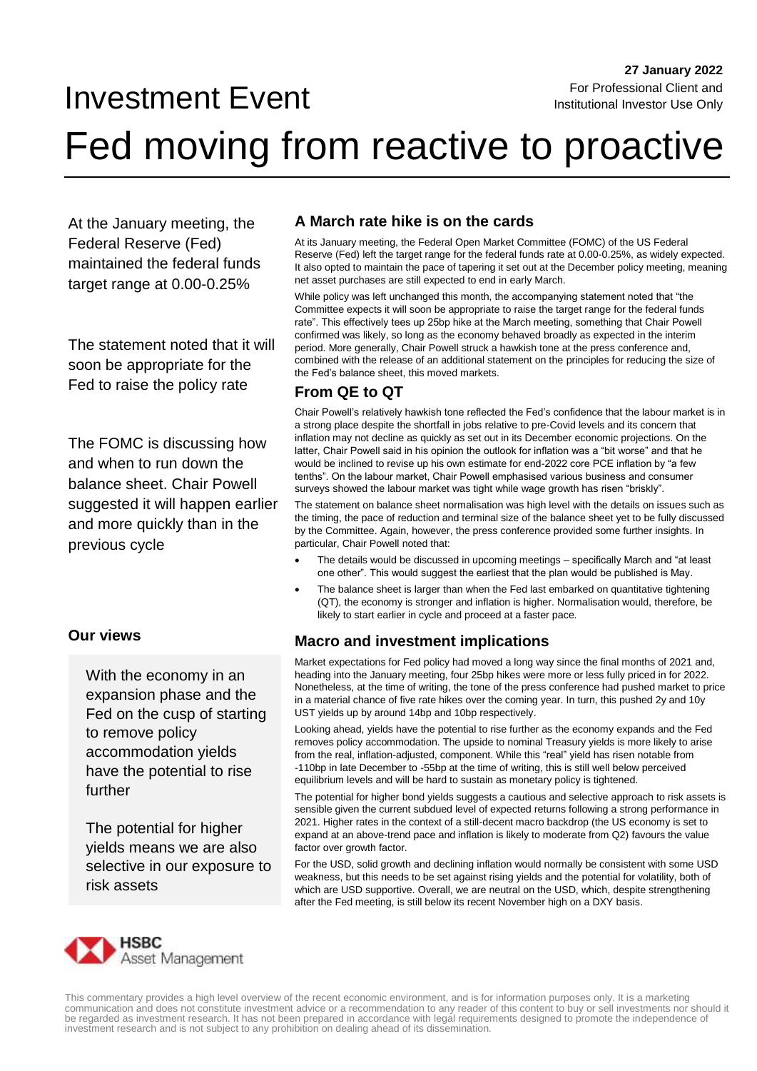27 January 2022

For Professional Client and Institutional Investor Use Only

# Investment Event

# Fed moving from reactive to proactive

At the January meeting, the Federal Reserve (Fed) maintained the federal funds target range at 0.00-0.25%

The statement noted that it will soon be appropriate for the Fed to raise the policy rate

The FOMC is discussing how and when to run down the balance sheet. Chair Powell suggested it will happen earlier and more quickly than in the previous cycle

## A March rate hike is on the cards

At its January meeting, the Federal Open Market Committee (FOMC) of the US Federal Reserve (Fed) left the target range for the federal funds rate at 0.00-0.25%, as widely expected. It also opted to maintain the pace of tapering it set out at the December policy meeting, meaning net asset purchases are still expected to end in early March.

While policy was left unchanged this month, the accompanying statement noted that "the Committee expects it will soon be appropriate to raise the target range for the federal funds rate". This effectively tees up 25bp hike at the March meeting, something that Chair Powell confirmed was likely, so long as the economy behaved broadly as expected in the interim period. More generally, Chair Powell struck a hawkish tone at the press conference and, combined with the release of an additional statement on the principles for reducing the size of the Fed's balance sheet, this moved markets.

## From QE to QT

Chair Powell's relatively hawkish tone reflected the Fed's confidence that the labour market is in a strong place despite the shortfall in jobs relative to pre-Covid levels and its concern that inflation may not decline as quickly as set out in its December economic projections. On the latter, Chair Powell said in his opinion the outlook for inflation was a "bit worse" and that he would be inclined to revise up his own estimate for end-2022 core PCE inflation by "a few tenths". On the labour market, Chair Powell emphasised various business and consumer surveys showed the labour market was tight while wage growth has risen "briskly".

The statement on balance sheet normalisation was high level with the details on issues such as the timing, the pace of reduction and terminal size of the balance sheet yet to be fully discussed by the Committee. Again, however, the press conference provided some further insights. In particular, Chair Powell noted that:

- The details would be discussed in upcoming meetings – specifically March and "at least one other". This would suggest the earliest that the plan would be published is May.
- The balance sheet is larger than when the Fed last embarked on quantitative tightening (QT), the economy is stronger and inflation is higher. Normalisation would, therefore, be likely to start earlier in cycle and proceed at a faster pace.

## Our views

With the economy in an expansion phase and the Fed on the cusp of starting to remove policy accommodation yields have the potential to rise further

The potential for higher yields means we are also selective in our exposure to risk assets

## Macro and investment implications

Market expectations for Fed policy had moved a long way since the final months of 2021 and, heading into the January meeting, four 25bp hikes were more or less fully priced in for 2022. Nonetheless, at the time of writing, the tone of the press conference had pushed market to price in a material chance of five rate hikes over the coming year. In turn, this pushed 2y and 10y UST yields up by around 14bp and 10bp respectively.

Looking ahead, yields have the potential to rise further as the economy expands and the Fed removes policy accommodation. The upside to nominal Treasury yields is more likely to arise from the real, inflation-adjusted, component. While this "real" yield has risen notable from -110bp in late December to -55bp at the time of writing, this is still well below perceived equilibrium levels and will be hard to sustain as monetary policy is tightened.

The potential for higher bond yields suggests a cautious and selective approach to risk assets is sensible given the current subdued level of expected returns following a strong performance in 2021. Higher rates in the context of a still-decent macro backdrop (the US economy is set to expand at an above-trend pace and inflation is likely to moderate from Q2) favours the value factor over growth factor.

For the USD, solid growth and declining inflation would normally be consistent with some USD weakness, but this needs to be set against rising yields and the potential for volatility, both of which are USD supportive. Overall, we are neutral on the USD, which, despite strengthening after the Fed meeting, is still below its recent November high on a DXY basis.

HSBC Asset Management

This commentary provides a high level overview of the recent economic environment, and is for information purposes only. It is a marketing communication and does not constitute investment advice or a recommendation to any reader of this content to buy or sell investments nor should it be regarded as investment research. It has not been prepared in accordance with legal requirements designed to promote the independence of investment research and is not subject to any prohibition on dealing ahead of its dissemination.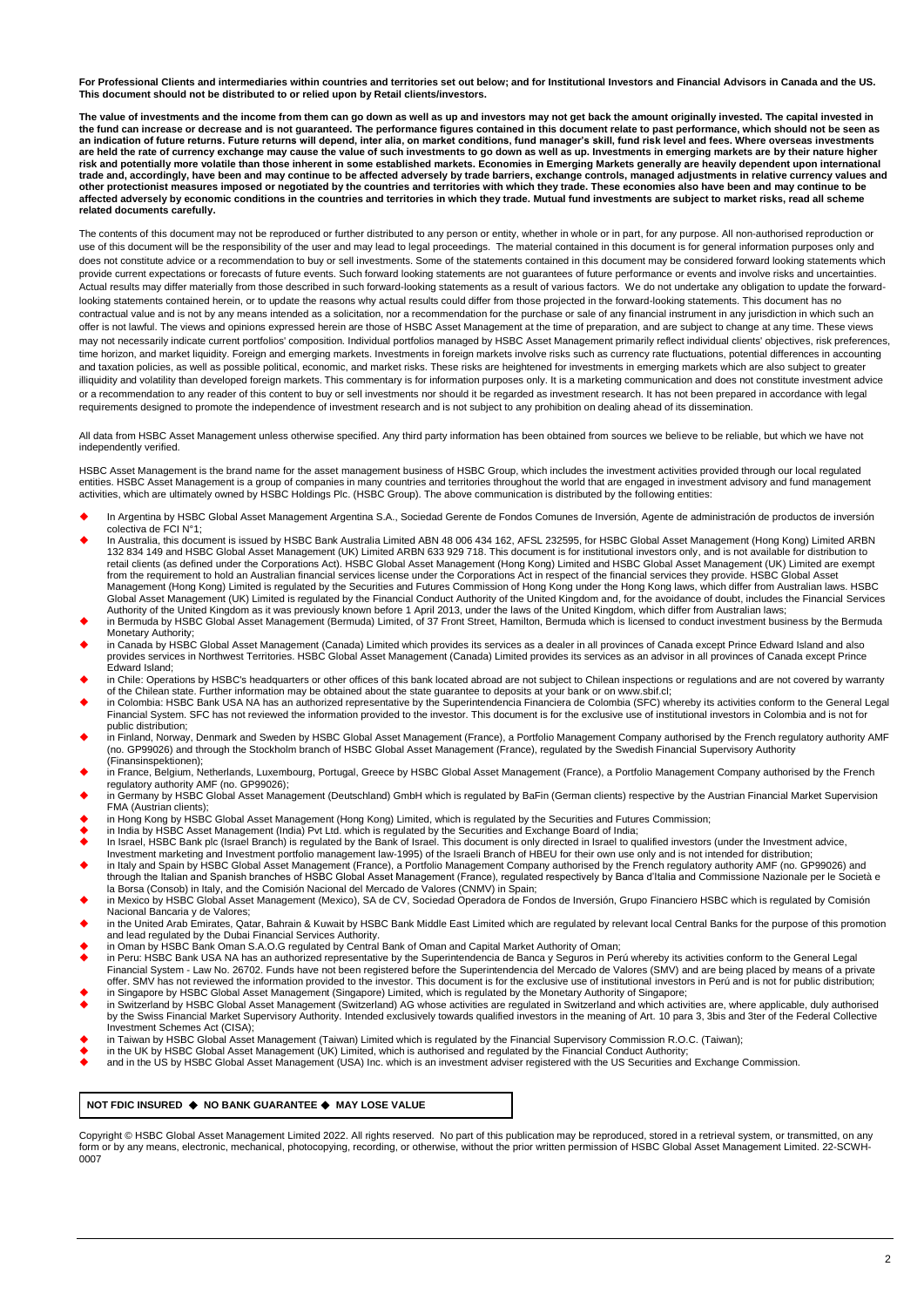**For Professional Clients and intermediaries within countries and territories set out below; and for Institutional Investors and Financial Advisors in Canada and the US. This document should not be distributed to or relied upon by Retail clients/investors.**

**The value of investments and the income from them can go down as well as up and investors may not get back the amount originally invested. The capital invested in the fund can increase or decrease and is not guaranteed. The performance figures contained in this document relate to past performance, which should not be seen as an indication of future returns. Future returns will depend, inter alia, on market conditions, fund manager's skill, fund risk level and fees. Where overseas investments are held the rate of currency exchange may cause the value of such investments to go down as well as up. Investments in emerging markets are by their nature higher risk and potentially more volatile than those inherent in some established markets. Economies in Emerging Markets generally are heavily dependent upon international trade and, accordingly, have been and may continue to be affected adversely by trade barriers, exchange controls, managed adjustments in relative currency values and other protectionist measures imposed or negotiated by the countries and territories with which they trade. These economies also have been and may continue to be affected adversely by economic conditions in the countries and territories in which they trade. Mutual fund investments are subject to market risks, read all scheme related documents carefully.**

The contents of this document may not be reproduced or further distributed to any person or entity, whether in whole or in part, for any purpose. All non-authorised reproduction or use of this document will be the responsibility of the user and may lead to legal proceedings. The material contained in this document is for general information purposes only and does not constitute advice or a recommendation to buy or sell investments. Some of the statements contained in this document may be considered forward looking statements which provide current expectations or forecasts of future events. Such forward looking statements are not guarantees of future performance or events and involve risks and uncertainties. Actual results may differ materially from those described in such forward-looking statements as a result of various factors. We do not undertake any obligation to update the forward-looking statements contained herein, or to update the reasons why actual results could differ from those projected in the forward-looking statements. This document has no contractual value and is not by any means intended as a solicitation, nor a recommendation for the purchase or sale of any financial instrument in any jurisdiction in which such an offer is not lawful. The views and opinions expressed herein are those of HSBC Asset Management at the time of preparation, and are subject to change at any time. These views may not necessarily indicate current portfolios' composition. Individual portfolios managed by HSBC Asset Management primarily reflect individual clients' objectives, risk preferences, time horizon, and market liquidity. Foreign and emerging markets. Investments in foreign markets involve risks such as currency rate fluctuations, potential differences in accounting and taxation policies, as well as possible political, economic, and market risks. These risks are heightened for investments in emerging markets which are also subject to greater illiquidity and volatility than developed foreign markets. This commentary is for information purposes only. It is a marketing communication and does not constitute investment advice or a recommendation to any reader of this content to buy or sell investments nor should it be regarded as investment research. It has not been prepared in accordance with legal requirements designed to promote the independence of investment research and is not subject to any prohibition on dealing ahead of its dissemination.

All data from HSBC Asset Management unless otherwise specified. Any third party information has been obtained from sources we believe to be reliable, but which we have not independently verified.

HSBC Asset Management is the brand name for the asset management business of HSBC Group, which includes the investment activities provided through our local regulated entities. HSBC Asset Management is a group of companies in many countries and territories throughout the world that are engaged in investment advisory and fund management activities, which are ultimately owned by HSBC Holdings Plc. (HSBC Group). The above communication is distributed by the following entities:

- In Argentina by HSBC Global Asset Management Argentina S.A., Sociedad Gerente de Fondos Comunes de Inversión, Agente de administración de productos de inversión colectiva de FCI N°1;
- In Australia, this document is issued by HSBC Bank Australia Limited ABN 48 006 434 162, AFSL 232595, for HSBC Global Asset Management (Hong Kong) Limited ARBN 132 834 149 and HSBC Global Asset Management (UK) Limited ARBN 633 929 718. This document is for institutional investors only, and is not available for distribution to retail clients (as defined under the Corporations Act). HSBC Global Asset Management (Hong Kong) Limited and HSBC Global Asset Management (UK) Limited are exempt from the requirement to hold an Australian financial services license under the Corporations Act in respect of the financial services they provide. HSBC Global Asset Management (Hong Kong) Limited is regulated by the Securities and Futures Commission of Hong Kong under the Hong Kong laws, which differ from Australian laws. HSBC Global Asset Management (UK) Limited is regulated by the Financial Conduct Authority of the United Kingdom and, for the avoidance of doubt, includes the Financial Services Authority of the United Kingdom as it was previously known before 1 April 2013, under the laws of the United Kingdom, which differ from Australian laws;
- in Bermuda by HSBC Global Asset Management (Bermuda) Limited, of 37 Front Street, Hamilton, Bermuda which is licensed to conduct investment business by the Bermuda Monetary Authority;
- in Canada by HSBC Global Asset Management (Canada) Limited which provides its services as a dealer in all provinces of Canada except Prince Edward Island and also provides services in Northwest Territories. HSBC Global Asset Management (Canada) Limited provides its services as an advisor in all provinces of Canada except Prince Edward Island;
- in Chile: Operations by HSBC's headquarters or other offices of this bank located abroad are not subject to Chilean inspections or regulations and are not covered by warranty of the Chilean state. Further information may be obtained about the state guarantee to deposits at your bank or on www.sbif.cl;
- in Colombia: HSBC Bank USA NA has an authorized representative by the Superintendencia Financiera de Colombia (SFC) whereby its activities conform to the General Legal Financial System. SFC has not reviewed the information provided to the investor. This document is for the exclusive use of institutional investors in Colombia and is not for public distribution;
- in Finland, Norway, Denmark and Sweden by HSBC Global Asset Management (France), a Portfolio Management Company authorised by the French regulatory authority AMF (no. GP99026) and through the Stockholm branch of HSBC Global Asset Management (France), regulated by the Swedish Financial Supervisory Authority (Finansinspektionen);
- in France, Belgium, Netherlands, Luxembourg, Portugal, Greece by HSBC Global Asset Management (France), a Portfolio Management Company authorised by the French regulatory authority AMF (no. GP99026);
- in Germany by HSBC Global Asset Management (Deutschland) GmbH which is regulated by BaFin (German clients) respective by the Austrian Financial Market Supervision FMA (Austrian clients);
- in Hong Kong by HSBC Global Asset Management (Hong Kong) Limited, which is regulated by the Securities and Futures Commission;
- in India by HSBC Asset Management (India) Pvt Ltd. which is regulated by the Securities and Exchange Board of India;
- In Israel, HSBC Bank plc (Israel Branch) is regulated by the Bank of Israel. This document is only directed in Israel to qualified investors (under the Investment advice, Investment marketing and Investment portfolio management law-1995) of the Israeli Branch of HBEU for their own use only and is not intended for distribution;
- in Italy and Spain by HSBC Global Asset Management (France), a Portfolio Management Company authorised by the French regulatory authority AMF (no. GP99026) and through the Italian and Spanish branches of HSBC Global Asset Management (France), regulated respectively by Banca d'Italia and Commissione Nazionale per le Società e la Borsa (Consob) in Italy, and the Comisión Nacional del Mercado de Valores (CNMV) in Spain;
- in Mexico by HSBC Global Asset Management (Mexico), SA de CV, Sociedad Operadora de Fondos de Inversión, Grupo Financiero HSBC which is regulated by Comisión Nacional Bancaria y de Valores;
- in the United Arab Emirates, Qatar, Bahrain & Kuwait by HSBC Bank Middle East Limited which are regulated by relevant local Central Banks for the purpose of this promotion and lead regulated by the Dubai Financial Services Authority.
- in Oman by HSBC Bank Oman S.A.O.G regulated by Central Bank of Oman and Capital Market Authority of Oman;
- in Peru: HSBC Bank USA NA has an authorized representative by the Superintendencia de Banca y Seguros in Perú whereby its activities conform to the General Legal Financial System - Law No. 26702. Funds have not been registered before the Superintendencia del Mercado de Valores (SMV) and are being placed by means of a private offer. SMV has not reviewed the information provided to the investor. This document is for the exclusive use of institutional investors in Perú and is not for public distribution;
- in Singapore by HSBC Global Asset Management (Singapore) Limited, which is regulated by the Monetary Authority of Singapore;
- in Switzerland by HSBC Global Asset Management (Switzerland) AG whose activities are regulated in Switzerland and which activities are, where applicable, duly authorised by the Swiss Financial Market Supervisory Authority. Intended exclusively towards qualified investors in the meaning of Art. 10 para 3, 3bis and 3ter of the Federal Collective Investment Schemes Act (CISA);
- in Taiwan by HSBC Global Asset Management (Taiwan) Limited which is regulated by the Financial Supervisory Commission R.O.C. (Taiwan);
- in the UK by HSBC Global Asset Management (UK) Limited, which is authorised and regulated by the Financial Conduct Authority;
- and in the US by HSBC Global Asset Management (USA) Inc. which is an investment adviser registered with the US Securities and Exchange Commission.

**NOT FDIC INSURED ◆ NO BANK GUARANTEE ◆ MAY LOSE VALUE**

Copyright © HSBC Global Asset Management Limited 2022. All rights reserved. No part of this publication may be reproduced, stored in a retrieval system, or transmitted, on any form or by any means, electronic, mechanical, photocopying, recording, or otherwise, without the prior written permission of HSBC Global Asset Management Limited. 22-SCWH-0007